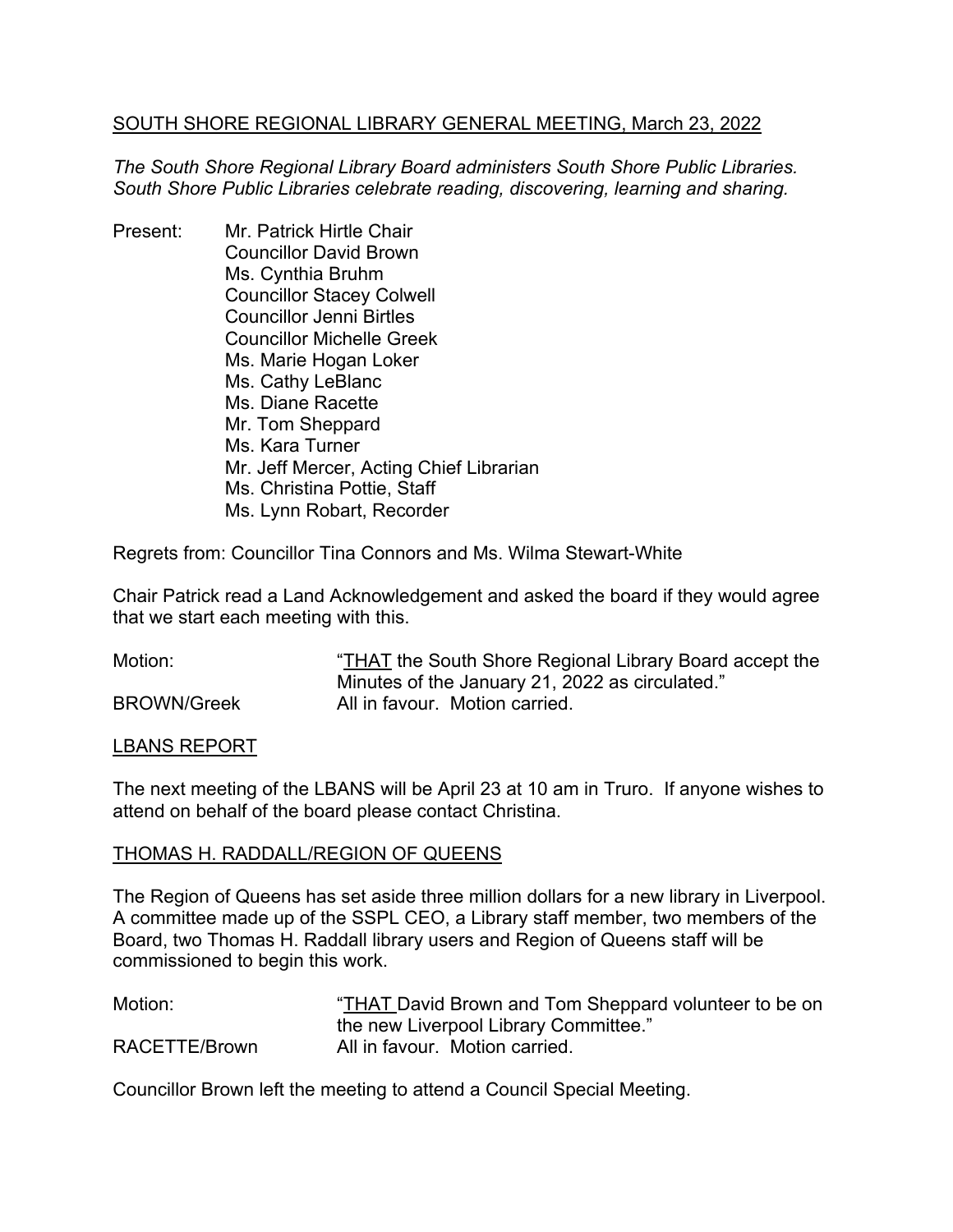## SOUTH SHORE REGIONAL LIBRARY GENERAL MEETING, March 23, 2022

*The South Shore Regional Library Board administers South Shore Public Libraries. South Shore Public Libraries celebrate reading, discovering, learning and sharing.*

Present: Mr. Patrick Hirtle Chair
Councillor David Brown
Ms. Cynthia Bruhm
Councillor Stacey Colwell
Councillor Jenni Birtles
Councillor Michelle Greek
Ms. Marie Hogan Loker
Ms. Cathy LeBlanc
Ms. Diane Racette
Mr. Tom Sheppard
Ms. Kara Turner
Mr. Jeff Mercer, Acting Chief Librarian
Ms. Christina Pottie, Staff
Ms. Lynn Robart, Recorder

Regrets from: Councillor Tina Connors and Ms. Wilma Stewart-White

Chair Patrick read a Land Acknowledgement and asked the board if they would agree that we start each meeting with this.

Motion: "THAT the South Shore Regional Library Board accept the Minutes of the January 21, 2022 as circulated."
BROWN/Greek All in favour. Motion carried.

### LBANS REPORT

The next meeting of the LBANS will be April 23 at 10 am in Truro. If anyone wishes to attend on behalf of the board please contact Christina.

### THOMAS H. RADDALL/REGION OF QUEENS

The Region of Queens has set aside three million dollars for a new library in Liverpool. A committee made up of the SSPL CEO, a Library staff member, two members of the Board, two Thomas H. Raddall library users and Region of Queens staff will be commissioned to begin this work.

Motion: "THAT David Brown and Tom Sheppard volunteer to be on the new Liverpool Library Committee."
RACETTE/Brown All in favour. Motion carried.

Councillor Brown left the meeting to attend a Council Special Meeting.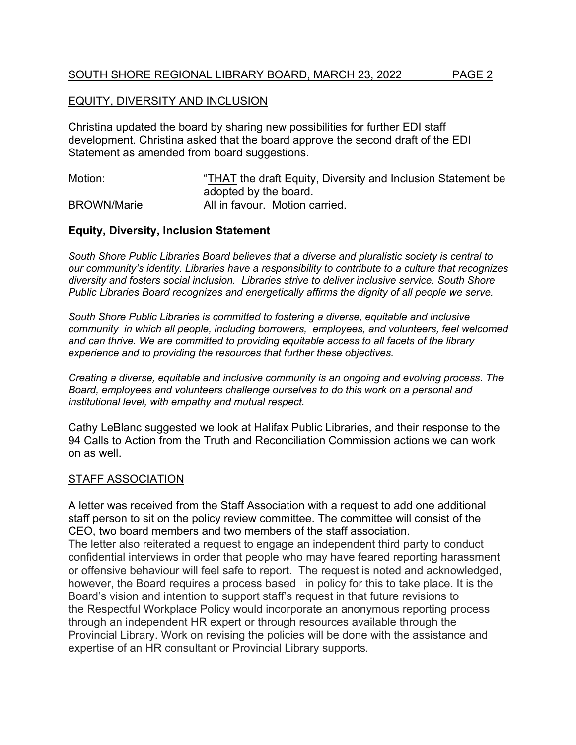## EQUITY, DIVERSITY AND INCLUSION

Christina updated the board by sharing new possibilities for further EDI staff development. Christina asked that the board approve the second draft of the EDI Statement as amended from board suggestions.

| | |
|---|---|
| Motion: | "THAT the draft Equity, Diversity and Inclusion Statement be adopted by the board. |
| BROWN/Marie | All in favour. Motion carried. |

**Equity, Diversity, Inclusion Statement**

*South Shore Public Libraries Board believes that a diverse and pluralistic society is central to our community's identity. Libraries have a responsibility to contribute to a culture that recognizes diversity and fosters social inclusion. Libraries strive to deliver inclusive service. South Shore Public Libraries Board recognizes and energetically affirms the dignity of all people we serve.*

*South Shore Public Libraries is committed to fostering a diverse, equitable and inclusive community in which all people, including borrowers, employees, and volunteers, feel welcomed and can thrive. We are committed to providing equitable access to all facets of the library experience and to providing the resources that further these objectives.*

*Creating a diverse, equitable and inclusive community is an ongoing and evolving process. The Board, employees and volunteers challenge ourselves to do this work on a personal and institutional level, with empathy and mutual respect.*

Cathy LeBlanc suggested we look at Halifax Public Libraries, and their response to the 94 Calls to Action from the Truth and Reconciliation Commission actions we can work on as well.

## STAFF ASSOCIATION

A letter was received from the Staff Association with a request to add one additional staff person to sit on the policy review committee. The committee will consist of the CEO, two board members and two members of the staff association.
The letter also reiterated a request to engage an independent third party to conduct confidential interviews in order that people who may have feared reporting harassment or offensive behaviour will feel safe to report. The request is noted and acknowledged, however, the Board requires a process based in policy for this to take place. It is the Board's vision and intention to support staff's request in that future revisions to the Respectful Workplace Policy would incorporate an anonymous reporting process through an independent HR expert or through resources available through the Provincial Library. Work on revising the policies will be done with the assistance and expertise of an HR consultant or Provincial Library supports.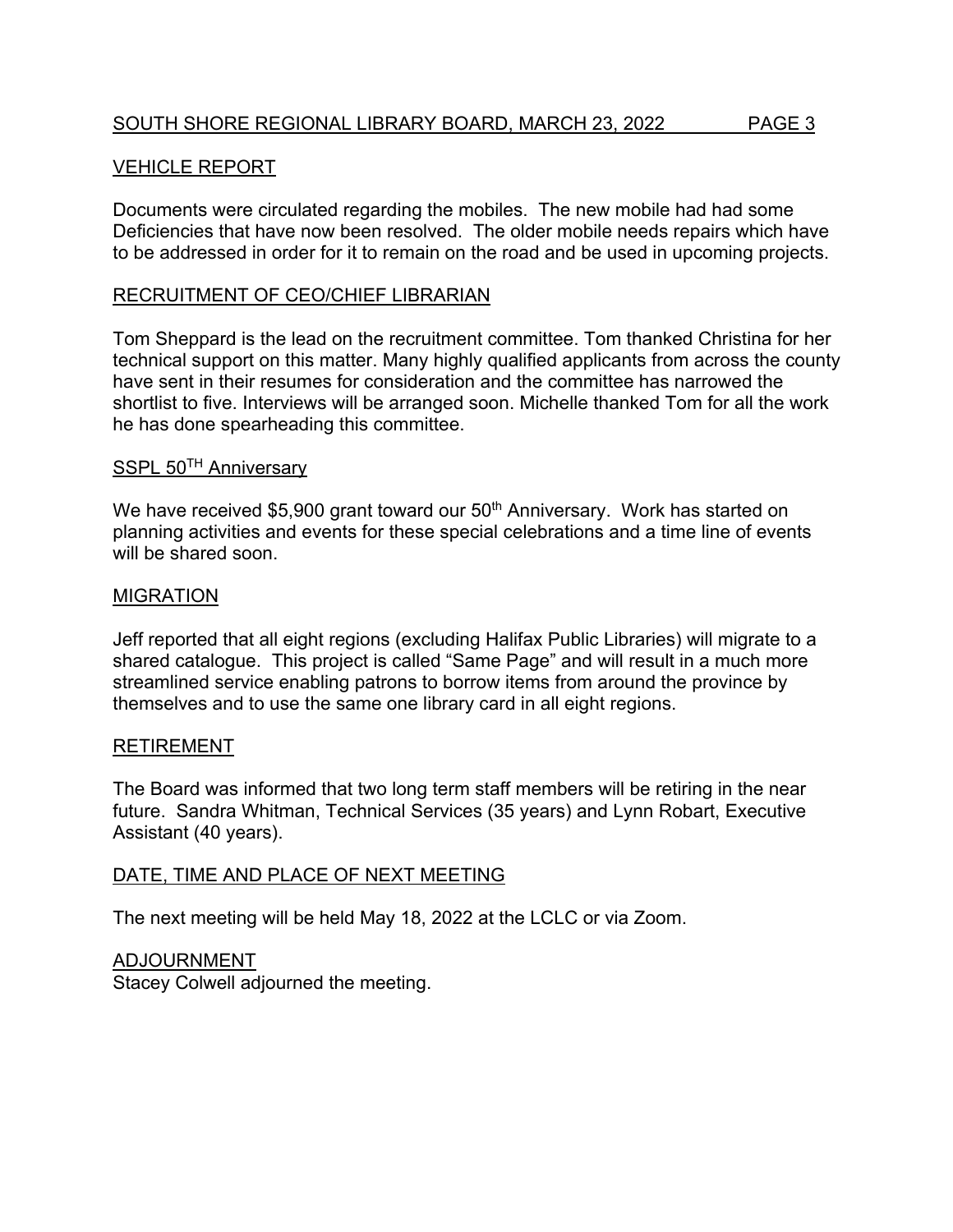## VEHICLE REPORT

Documents were circulated regarding the mobiles. The new mobile had had some Deficiencies that have now been resolved. The older mobile needs repairs which have to be addressed in order for it to remain on the road and be used in upcoming projects.

## RECRUITMENT OF CEO/CHIEF LIBRARIAN

Tom Sheppard is the lead on the recruitment committee. Tom thanked Christina for her technical support on this matter. Many highly qualified applicants from across the county have sent in their resumes for consideration and the committee has narrowed the shortlist to five. Interviews will be arranged soon. Michelle thanked Tom for all the work he has done spearheading this committee.

## SSPL 50TH Anniversary

We have received $5,900 grant toward our 50th Anniversary. Work has started on planning activities and events for these special celebrations and a time line of events will be shared soon.

## MIGRATION

Jeff reported that all eight regions (excluding Halifax Public Libraries) will migrate to a shared catalogue. This project is called "Same Page" and will result in a much more streamlined service enabling patrons to borrow items from around the province by themselves and to use the same one library card in all eight regions.

## RETIREMENT

The Board was informed that two long term staff members will be retiring in the near future. Sandra Whitman, Technical Services (35 years) and Lynn Robart, Executive Assistant (40 years).

## DATE, TIME AND PLACE OF NEXT MEETING

The next meeting will be held May 18, 2022 at the LCLC or via Zoom.

## ADJOURNMENT

Stacey Colwell adjourned the meeting.